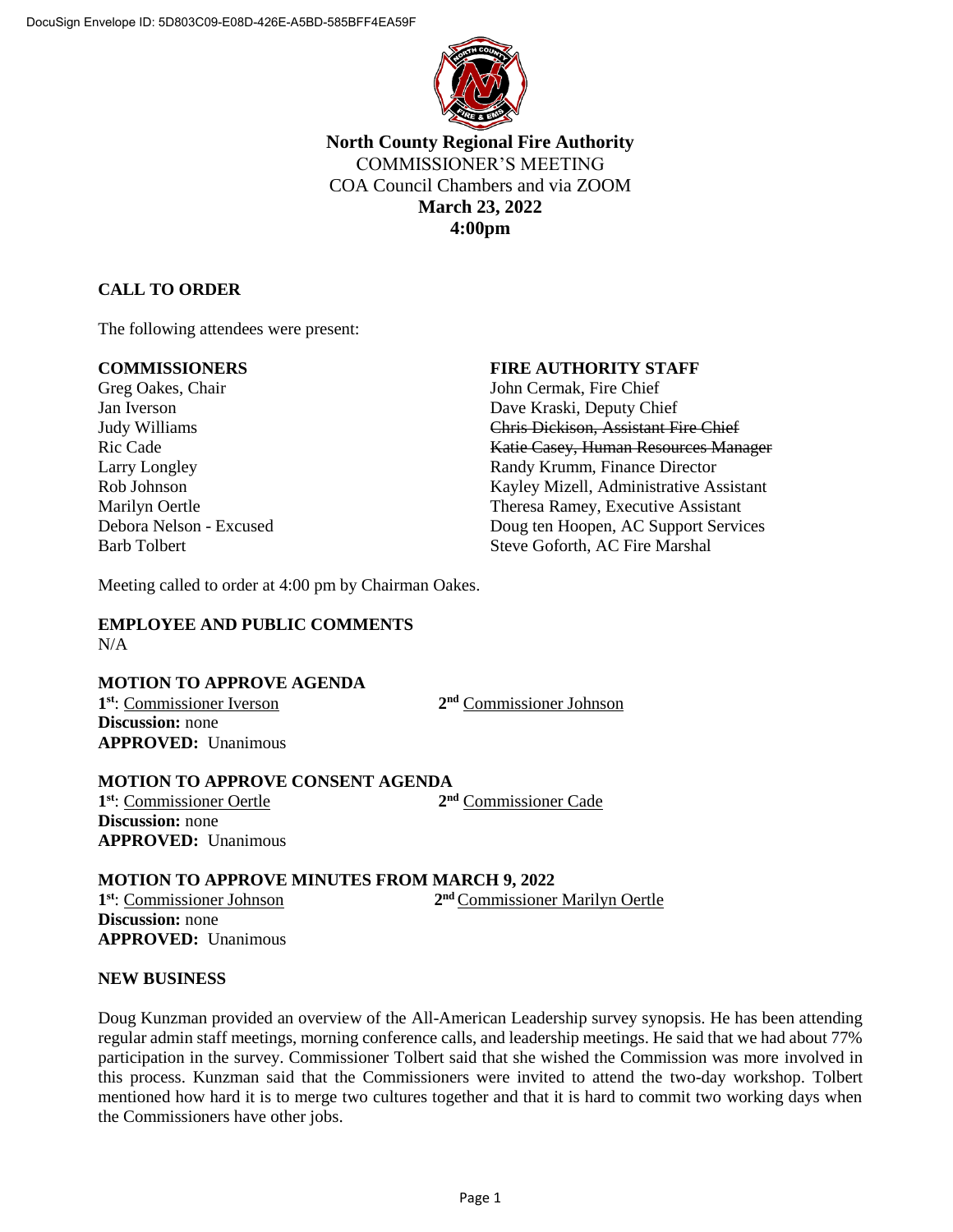DocuSign Envelope ID: 5D803C09-E08D-426E-A5BD-585BFF4EA59F

**North County Regional Fire Authority**
COMMISSIONER'S MEETING
COA Council Chambers and via ZOOM
**March 23, 2022**
**4:00pm**

## CALL TO ORDER

The following attendees were present:

| **COMMISSIONERS** | **FIRE AUTHORITY STAFF** |
|---|---|
| Greg Oakes, Chair | John Cermak, Fire Chief |
| Jan Iverson | Dave Kraski, Deputy Chief |
| Judy Williams | ~~Chris Dickison, Assistant Fire Chief~~ |
| Ric Cade | ~~Katie Casey, Human Resources Manager~~ |
| Larry Longley | Randy Krumm, Finance Director |
| Rob Johnson | Kayley Mizell, Administrative Assistant |
| Marilyn Oertle | Theresa Ramey, Executive Assistant |
| Debora Nelson - Excused | Doug ten Hoopen, AC Support Services |
| Barb Tolbert | Steve Goforth, AC Fire Marshal |

Meeting called to order at 4:00 pm by Chairman Oakes.

## EMPLOYEE AND PUBLIC COMMENTS

N/A

## MOTION TO APPROVE AGENDA

1st: Commissioner Iverson 2nd Commissioner Johnson
**Discussion:** none
**APPROVED:** Unanimous

## MOTION TO APPROVE CONSENT AGENDA

1st: Commissioner Oertle 2nd Commissioner Cade
**Discussion:** none
**APPROVED:** Unanimous

## MOTION TO APPROVE MINUTES FROM MARCH 9, 2022

1st: Commissioner Johnson 2nd Commissioner Marilyn Oertle
**Discussion:** none
**APPROVED:** Unanimous

## NEW BUSINESS

Doug Kunzman provided an overview of the All-American Leadership survey synopsis. He has been attending regular admin staff meetings, morning conference calls, and leadership meetings. He said that we had about 77% participation in the survey. Commissioner Tolbert said that she wished the Commission was more involved in this process. Kunzman said that the Commissioners were invited to attend the two-day workshop. Tolbert mentioned how hard it is to merge two cultures together and that it is hard to commit two working days when the Commissioners have other jobs.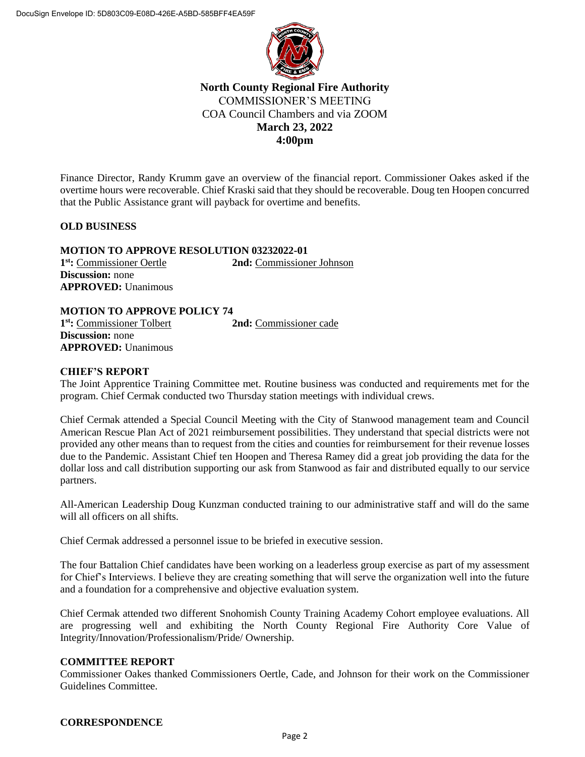**North County Regional Fire Authority**
COMMISSIONER'S MEETING
COA Council Chambers and via ZOOM
**March 23, 2022**
**4:00pm**

Finance Director, Randy Krumm gave an overview of the financial report. Commissioner Oakes asked if the overtime hours were recoverable. Chief Kraski said that they should be recoverable. Doug ten Hoopen concurred that the Public Assistance grant will payback for overtime and benefits.

## OLD BUSINESS

**MOTION TO APPROVE RESOLUTION 03232022-01**
**1st:** Commissioner Oertle **2nd:** Commissioner Johnson
**Discussion:** none
**APPROVED:** Unanimous

**MOTION TO APPROVE POLICY 74**
**1st:** Commissioner Tolbert **2nd:** Commissioner cade
**Discussion:** none
**APPROVED:** Unanimous

## CHIEF'S REPORT

The Joint Apprentice Training Committee met. Routine business was conducted and requirements met for the program. Chief Cermak conducted two Thursday station meetings with individual crews.

Chief Cermak attended a Special Council Meeting with the City of Stanwood management team and Council American Rescue Plan Act of 2021 reimbursement possibilities. They understand that special districts were not provided any other means than to request from the cities and counties for reimbursement for their revenue losses due to the Pandemic. Assistant Chief ten Hoopen and Theresa Ramey did a great job providing the data for the dollar loss and call distribution supporting our ask from Stanwood as fair and distributed equally to our service partners.

All-American Leadership Doug Kunzman conducted training to our administrative staff and will do the same will all officers on all shifts.

Chief Cermak addressed a personnel issue to be briefed in executive session.

The four Battalion Chief candidates have been working on a leaderless group exercise as part of my assessment for Chief's Interviews. I believe they are creating something that will serve the organization well into the future and a foundation for a comprehensive and objective evaluation system.

Chief Cermak attended two different Snohomish County Training Academy Cohort employee evaluations. All are progressing well and exhibiting the North County Regional Fire Authority Core Value of Integrity/Innovation/Professionalism/Pride/ Ownership.

## COMMITTEE REPORT

Commissioner Oakes thanked Commissioners Oertle, Cade, and Johnson for their work on the Commissioner Guidelines Committee.

## CORRESPONDENCE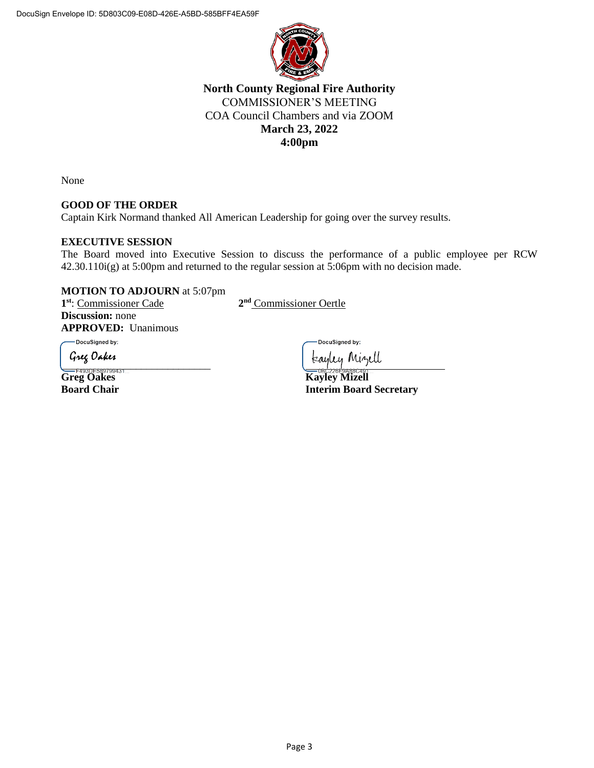**North County Regional Fire Authority**
COMMISSIONER'S MEETING
COA Council Chambers and via ZOOM
**March 23, 2022**
**4:00pm**

None

**GOOD OF THE ORDER**

Captain Kirk Normand thanked All American Leadership for going over the survey results.

**EXECUTIVE SESSION**

The Board moved into Executive Session to discuss the performance of a public employee per RCW 42.30.110i(g) at 5:00pm and returned to the regular session at 5:06pm with no decision made.

**MOTION TO ADJOURN** at 5:07pm

**1st**: Commissioner Cade **2nd** Commissioner Oertle

**Discussion:** none

**APPROVED:** Unanimous

DocuSigned by:
Greg Oakes
F493DE589799431...
**Greg Oakes**
**Board Chair**

DocuSigned by:
Kayley Mizell
0BC226F9A88C491...
**Kayley Mizell**
**Interim Board Secretary**